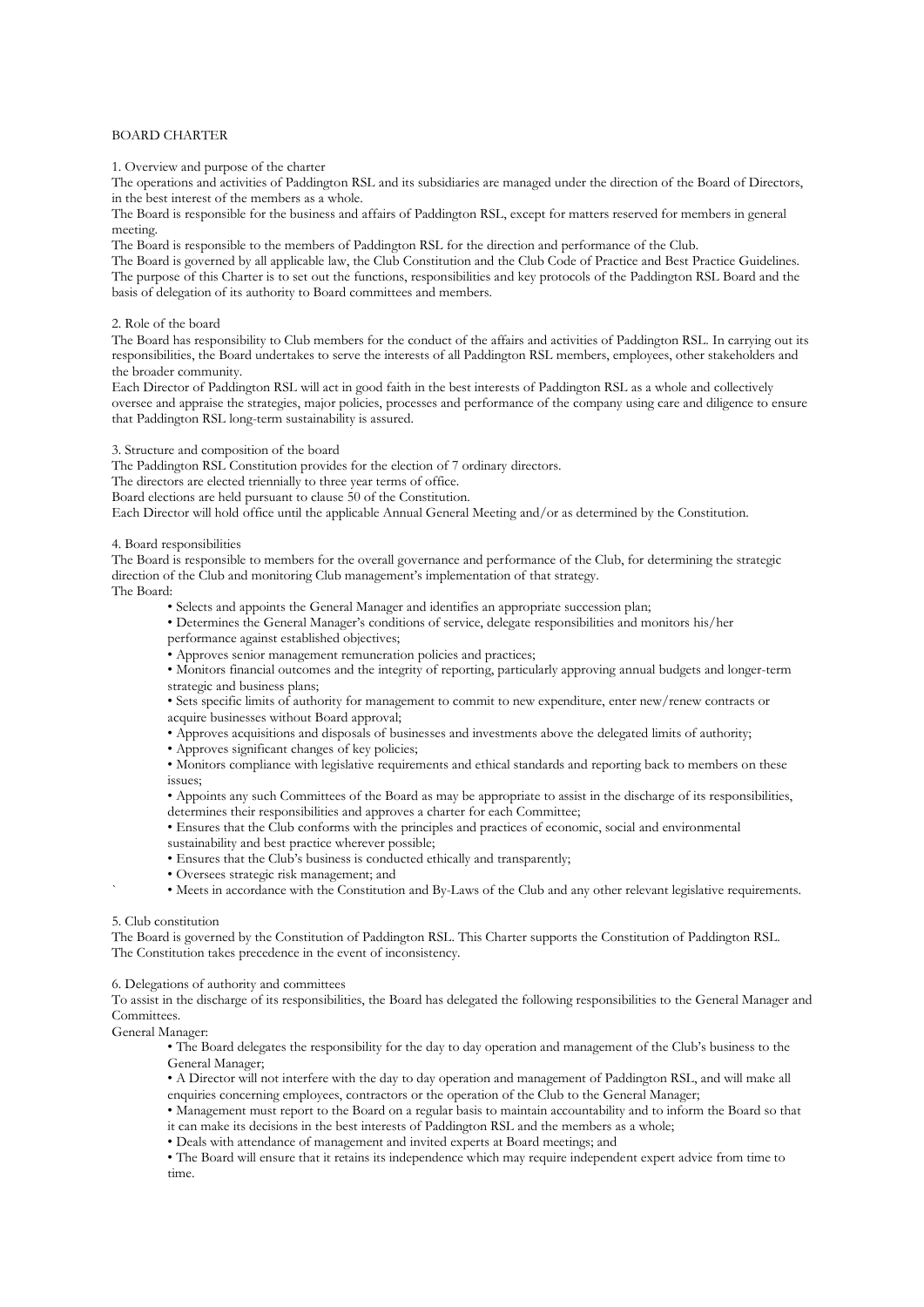# BOARD CHARTER

## 1. Overview and purpose of the charter

The operations and activities of Paddington RSL and its subsidiaries are managed under the direction of the Board of Directors, in the best interest of the members as a whole.

The Board is responsible for the business and affairs of Paddington RSL, except for matters reserved for members in general meeting.

The Board is responsible to the members of Paddington RSL for the direction and performance of the Club.

The Board is governed by all applicable law, the Club Constitution and the Club Code of Practice and Best Practice Guidelines.

The purpose of this Charter is to set out the functions, responsibilities and key protocols of the Paddington RSL Board and the basis of delegation of its authority to Board committees and members.

## 2. Role of the board

The Board has responsibility to Club members for the conduct of the affairs and activities of Paddington RSL. In carrying out its responsibilities, the Board undertakes to serve the interests of all Paddington RSL members, employees, other stakeholders and the broader community.

Each Director of Paddington RSL will act in good faith in the best interests of Paddington RSL as a whole and collectively oversee and appraise the strategies, major policies, processes and performance of the company using care and diligence to ensure that Paddington RSL long-term sustainability is assured.

## 3. Structure and composition of the board

The Paddington RSL Constitution provides for the election of 7 ordinary directors.

The directors are elected triennially to three year terms of office.

Board elections are held pursuant to clause 50 of the Constitution.

Each Director will hold office until the applicable Annual General Meeting and/or as determined by the Constitution.

## 4. Board responsibilities

The Board is responsible to members for the overall governance and performance of the Club, for determining the strategic direction of the Club and monitoring Club management's implementation of that strategy.

The Board:

- Selects and appoints the General Manager and identifies an appropriate succession plan;
- Determines the General Manager's conditions of service, delegate responsibilities and monitors his/her performance against established objectives;
- Approves senior management remuneration policies and practices;
- Monitors financial outcomes and the integrity of reporting, particularly approving annual budgets and longer-term strategic and business plans;
- Sets specific limits of authority for management to commit to new expenditure, enter new/renew contracts or acquire businesses without Board approval;
- Approves acquisitions and disposals of businesses and investments above the delegated limits of authority;
- Approves significant changes of key policies;
- Monitors compliance with legislative requirements and ethical standards and reporting back to members on these issues;
- Appoints any such Committees of the Board as may be appropriate to assist in the discharge of its responsibilities, determines their responsibilities and approves a charter for each Committee;
- Ensures that the Club conforms with the principles and practices of economic, social and environmental sustainability and best practice wherever possible;
- Ensures that the Club's business is conducted ethically and transparently;
- Oversees strategic risk management; and
- Meets in accordance with the Constitution and By-Laws of the Club and any other relevant legislative requirements.

## 5. Club constitution

The Board is governed by the Constitution of Paddington RSL. This Charter supports the Constitution of Paddington RSL. The Constitution takes precedence in the event of inconsistency.

## 6. Delegations of authority and committees

To assist in the discharge of its responsibilities, the Board has delegated the following responsibilities to the General Manager and Committees.

General Manager:

- The Board delegates the responsibility for the day to day operation and management of the Club's business to the General Manager;
- A Director will not interfere with the day to day operation and management of Paddington RSL, and will make all enquiries concerning employees, contractors or the operation of the Club to the General Manager;
- Management must report to the Board on a regular basis to maintain accountability and to inform the Board so that it can make its decisions in the best interests of Paddington RSL and the members as a whole;
- Deals with attendance of management and invited experts at Board meetings; and
- The Board will ensure that it retains its independence which may require independent expert advice from time to time.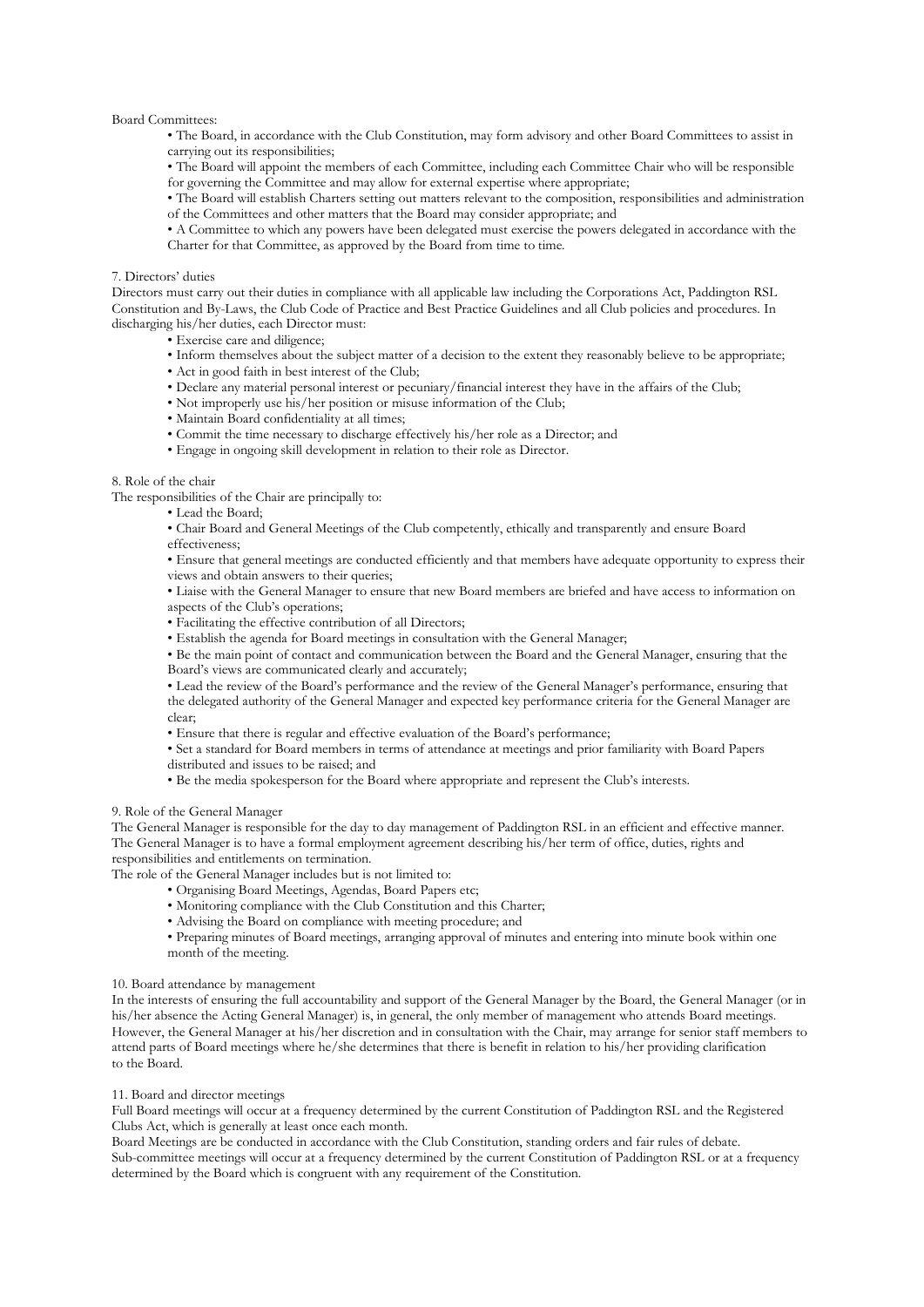Board Committees:

- The Board, in accordance with the Club Constitution, may form advisory and other Board Committees to assist in carrying out its responsibilities;
- The Board will appoint the members of each Committee, including each Committee Chair who will be responsible for governing the Committee and may allow for external expertise where appropriate;
- The Board will establish Charters setting out matters relevant to the composition, responsibilities and administration of the Committees and other matters that the Board may consider appropriate; and
- A Committee to which any powers have been delegated must exercise the powers delegated in accordance with the Charter for that Committee, as approved by the Board from time to time.

## 7. Directors' duties

Directors must carry out their duties in compliance with all applicable law including the Corporations Act, Paddington RSL Constitution and By-Laws, the Club Code of Practice and Best Practice Guidelines and all Club policies and procedures. In discharging his/her duties, each Director must:

- Exercise care and diligence;
- Inform themselves about the subject matter of a decision to the extent they reasonably believe to be appropriate;
- Act in good faith in best interest of the Club;
- Declare any material personal interest or pecuniary/financial interest they have in the affairs of the Club;
- Not improperly use his/her position or misuse information of the Club;
- Maintain Board confidentiality at all times;
- Commit the time necessary to discharge effectively his/her role as a Director; and
- Engage in ongoing skill development in relation to their role as Director.

## 8. Role of the chair

The responsibilities of the Chair are principally to:

- Lead the Board;
- Chair Board and General Meetings of the Club competently, ethically and transparently and ensure Board effectiveness;
- Ensure that general meetings are conducted efficiently and that members have adequate opportunity to express their views and obtain answers to their queries;
- Liaise with the General Manager to ensure that new Board members are briefed and have access to information on aspects of the Club's operations;
- Facilitating the effective contribution of all Directors;
- Establish the agenda for Board meetings in consultation with the General Manager;
- Be the main point of contact and communication between the Board and the General Manager, ensuring that the Board's views are communicated clearly and accurately;
- Lead the review of the Board's performance and the review of the General Manager's performance, ensuring that the delegated authority of the General Manager and expected key performance criteria for the General Manager are clear;
- Ensure that there is regular and effective evaluation of the Board's performance;
- Set a standard for Board members in terms of attendance at meetings and prior familiarity with Board Papers distributed and issues to be raised; and
- Be the media spokesperson for the Board where appropriate and represent the Club's interests.

## 9. Role of the General Manager

The General Manager is responsible for the day to day management of Paddington RSL in an efficient and effective manner. The General Manager is to have a formal employment agreement describing his/her term of office, duties, rights and responsibilities and entitlements on termination.

The role of the General Manager includes but is not limited to:

- Organising Board Meetings, Agendas, Board Papers etc;
- Monitoring compliance with the Club Constitution and this Charter;
- Advising the Board on compliance with meeting procedure; and
- Preparing minutes of Board meetings, arranging approval of minutes and entering into minute book within one month of the meeting.

## 10. Board attendance by management

In the interests of ensuring the full accountability and support of the General Manager by the Board, the General Manager (or in his/her absence the Acting General Manager) is, in general, the only member of management who attends Board meetings. However, the General Manager at his/her discretion and in consultation with the Chair, may arrange for senior staff members to attend parts of Board meetings where he/she determines that there is benefit in relation to his/her providing clarification to the Board.

## 11. Board and director meetings

Full Board meetings will occur at a frequency determined by the current Constitution of Paddington RSL and the Registered Clubs Act, which is generally at least once each month.

Board Meetings are be conducted in accordance with the Club Constitution, standing orders and fair rules of debate.

Sub-committee meetings will occur at a frequency determined by the current Constitution of Paddington RSL or at a frequency determined by the Board which is congruent with any requirement of the Constitution.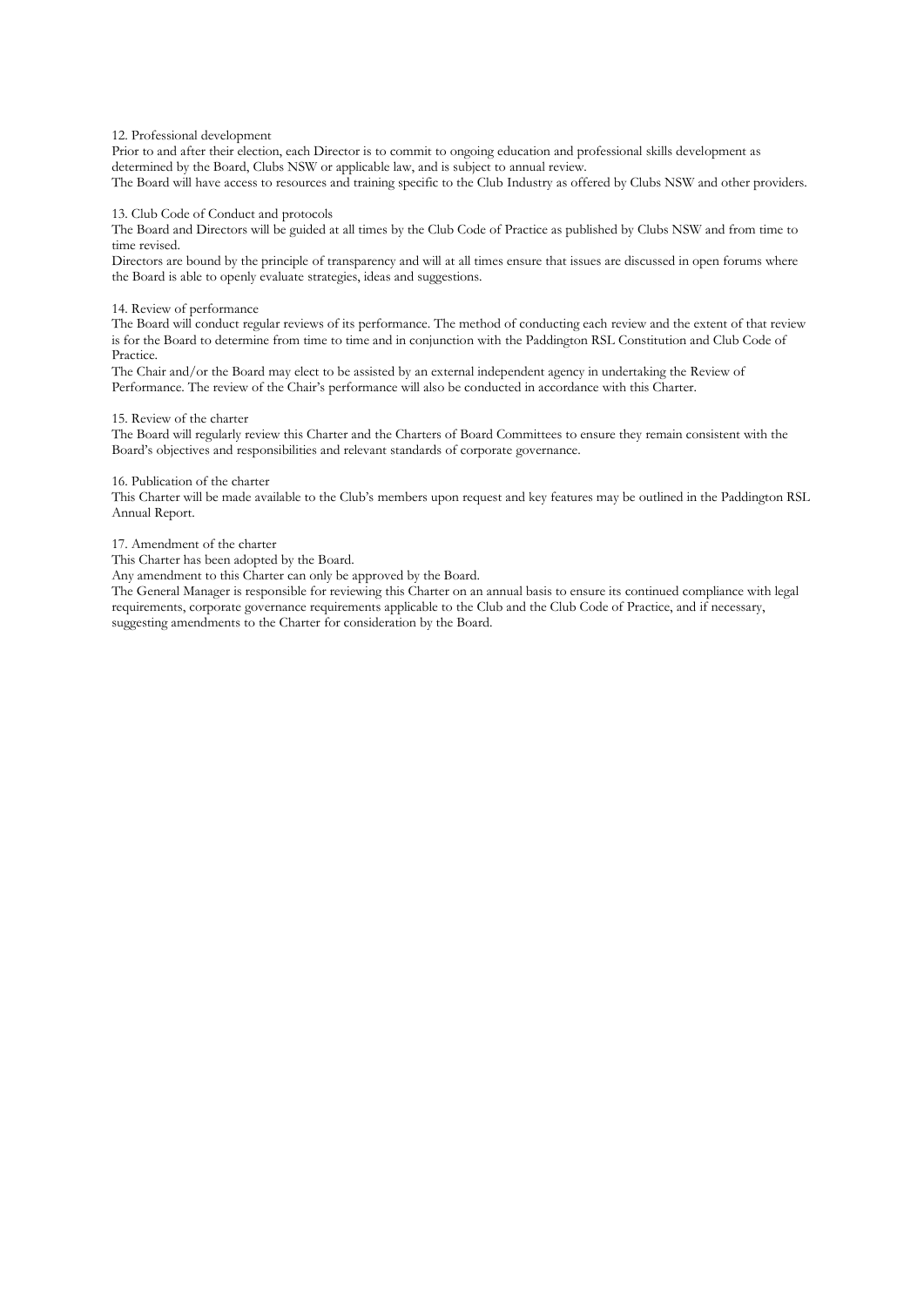## 12. Professional development

Prior to and after their election, each Director is to commit to ongoing education and professional skills development as determined by the Board, Clubs NSW or applicable law, and is subject to annual review.

The Board will have access to resources and training specific to the Club Industry as offered by Clubs NSW and other providers.

## 13. Club Code of Conduct and protocols

The Board and Directors will be guided at all times by the Club Code of Practice as published by Clubs NSW and from time to time revised.

Directors are bound by the principle of transparency and will at all times ensure that issues are discussed in open forums where the Board is able to openly evaluate strategies, ideas and suggestions.

## 14. Review of performance

The Board will conduct regular reviews of its performance. The method of conducting each review and the extent of that review is for the Board to determine from time to time and in conjunction with the Paddington RSL Constitution and Club Code of Practice.

The Chair and/or the Board may elect to be assisted by an external independent agency in undertaking the Review of Performance. The review of the Chair's performance will also be conducted in accordance with this Charter.

## 15. Review of the charter

The Board will regularly review this Charter and the Charters of Board Committees to ensure they remain consistent with the Board's objectives and responsibilities and relevant standards of corporate governance.

## 16. Publication of the charter

This Charter will be made available to the Club's members upon request and key features may be outlined in the Paddington RSL Annual Report.

## 17. Amendment of the charter

This Charter has been adopted by the Board.

Any amendment to this Charter can only be approved by the Board.

The General Manager is responsible for reviewing this Charter on an annual basis to ensure its continued compliance with legal requirements, corporate governance requirements applicable to the Club and the Club Code of Practice, and if necessary, suggesting amendments to the Charter for consideration by the Board.